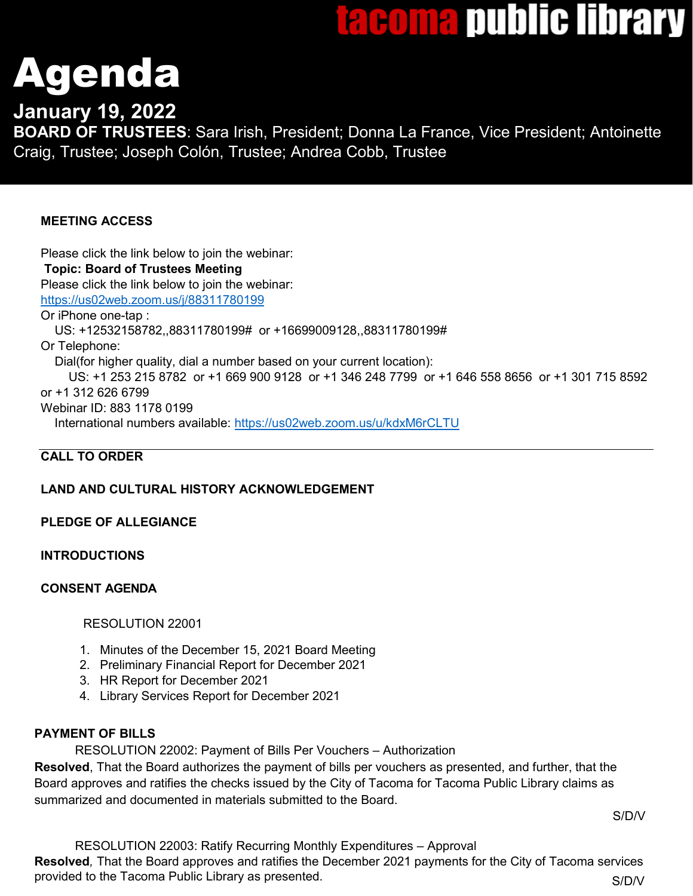tacoma public library

# Agenda

## January 19, 2022

**BOARD OF TRUSTEES**: Sara Irish, President; Donna La France, Vice President; Antoinette Craig, Trustee; Joseph Colón, Trustee; Andrea Cobb, Trustee

**MEETING ACCESS**

Please click the link below to join the webinar:
**Topic: Board of Trustees Meeting**
Please click the link below to join the webinar:
https://us02web.zoom.us/j/88311780199
Or iPhone one-tap :
US: +12532158782,,88311780199# or +16699009128,,88311780199#
Or Telephone:
Dial(for higher quality, dial a number based on your current location):
US: +1 253 215 8782 or +1 669 900 9128 or +1 346 248 7799 or +1 646 558 8656 or +1 301 715 8592 or +1 312 626 6799
Webinar ID: 883 1178 0199
International numbers available: https://us02web.zoom.us/u/kdxM6rCLTU

---

**CALL TO ORDER**

**LAND AND CULTURAL HISTORY ACKNOWLEDGEMENT**

**PLEDGE OF ALLEGIANCE**

**INTRODUCTIONS**

**CONSENT AGENDA**

RESOLUTION 22001

1. Minutes of the December 15, 2021 Board Meeting
2. Preliminary Financial Report for December 2021
3. HR Report for December 2021
4. Library Services Report for December 2021

**PAYMENT OF BILLS**

RESOLUTION 22002: Payment of Bills Per Vouchers – Authorization

**Resolved**, That the Board authorizes the payment of bills per vouchers as presented, and further, that the Board approves and ratifies the checks issued by the City of Tacoma for Tacoma Public Library claims as summarized and documented in materials submitted to the Board.

S/D/V

RESOLUTION 22003: Ratify Recurring Monthly Expenditures – Approval

**Resolved***,* That the Board approves and ratifies the December 2021 payments for the City of Tacoma services provided to the Tacoma Public Library as presented.

S/D/V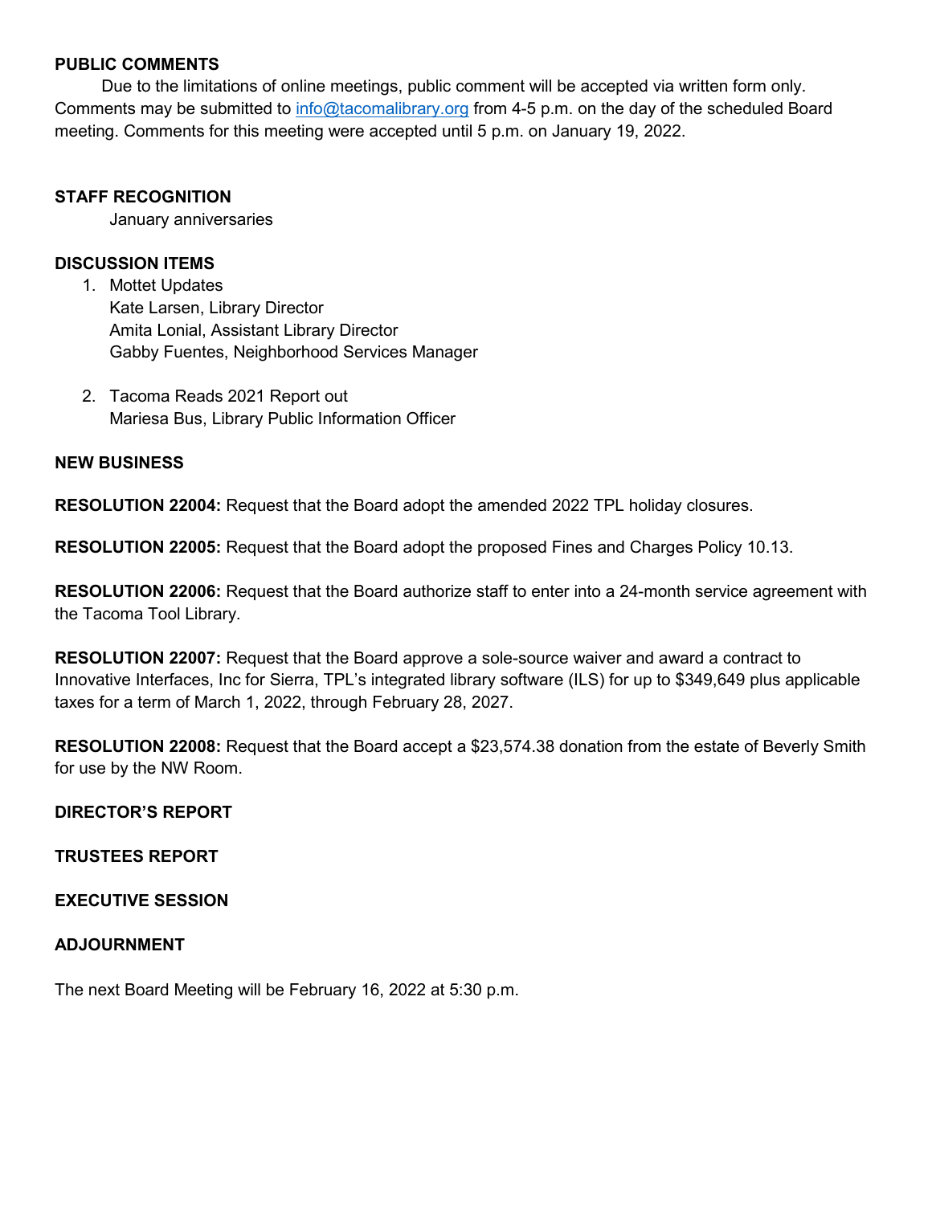**PUBLIC COMMENTS**

Due to the limitations of online meetings, public comment will be accepted via written form only. Comments may be submitted to info@tacomalibrary.org from 4-5 p.m. on the day of the scheduled Board meeting. Comments for this meeting were accepted until 5 p.m. on January 19, 2022.

**STAFF RECOGNITION**

January anniversaries

**DISCUSSION ITEMS**

1. Mottet Updates
   Kate Larsen, Library Director
   Amita Lonial, Assistant Library Director
   Gabby Fuentes, Neighborhood Services Manager

2. Tacoma Reads 2021 Report out
   Mariesa Bus, Library Public Information Officer

**NEW BUSINESS**

**RESOLUTION 22004:** Request that the Board adopt the amended 2022 TPL holiday closures.

**RESOLUTION 22005:** Request that the Board adopt the proposed Fines and Charges Policy 10.13.

**RESOLUTION 22006:** Request that the Board authorize staff to enter into a 24-month service agreement with the Tacoma Tool Library.

**RESOLUTION 22007:** Request that the Board approve a sole-source waiver and award a contract to Innovative Interfaces, Inc for Sierra, TPL's integrated library software (ILS) for up to $349,649 plus applicable taxes for a term of March 1, 2022, through February 28, 2027.

**RESOLUTION 22008:** Request that the Board accept a $23,574.38 donation from the estate of Beverly Smith for use by the NW Room.

**DIRECTOR'S REPORT**

**TRUSTEES REPORT**

**EXECUTIVE SESSION**

**ADJOURNMENT**

The next Board Meeting will be February 16, 2022 at 5:30 p.m.